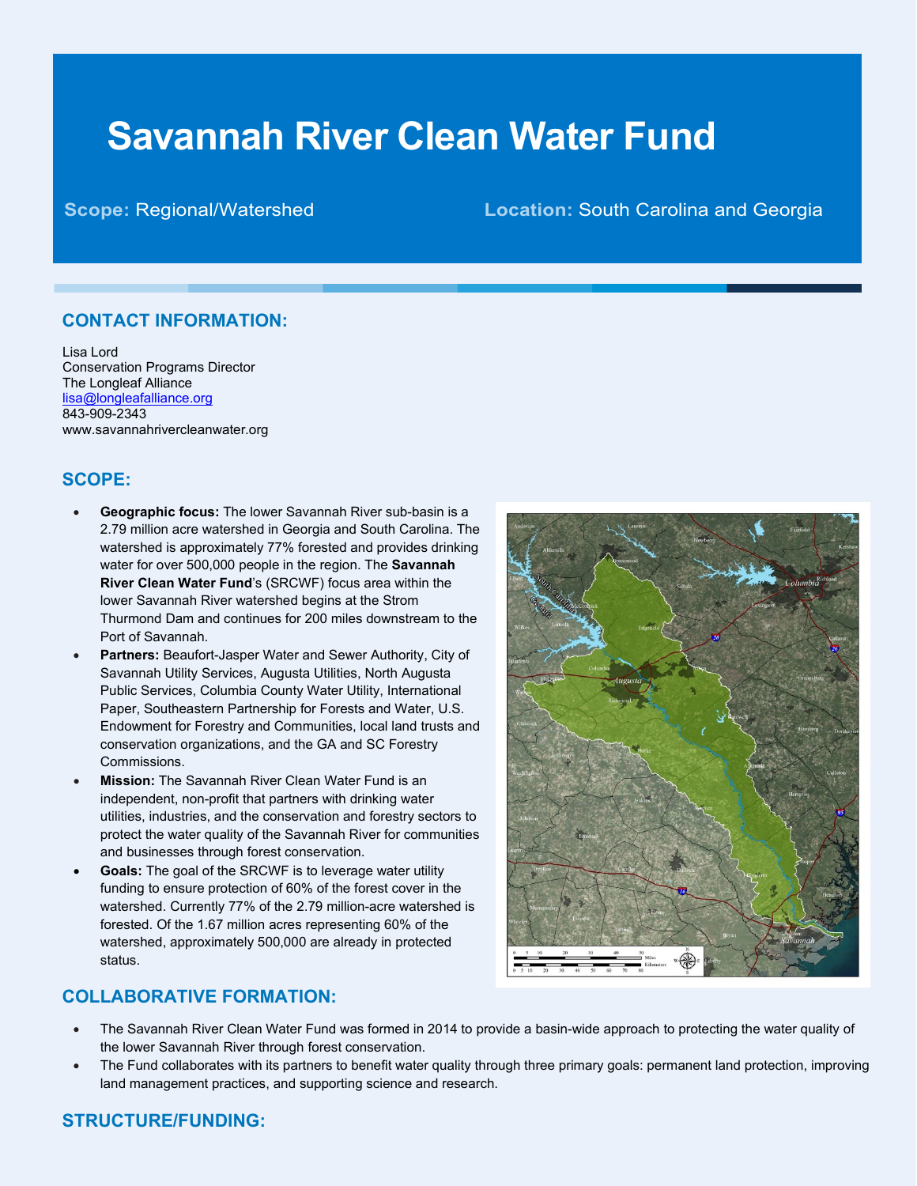# Savannah River Clean Water Fund

**Scope:** Regional/Watershed

**Location:** South Carolina and Georgia

## CONTACT INFORMATION:

Lisa Lord
Conservation Programs Director
The Longleaf Alliance
lisa@longleafalliance.org
843-909-2343
www.savannahrivercleanwater.org

## SCOPE:

- **Geographic focus:** The lower Savannah River sub-basin is a 2.79 million acre watershed in Georgia and South Carolina. The watershed is approximately 77% forested and provides drinking water for over 500,000 people in the region. The **Savannah River Clean Water Fund**'s (SRCWF) focus area within the lower Savannah River watershed begins at the Strom Thurmond Dam and continues for 200 miles downstream to the Port of Savannah.
- **Partners:** Beaufort-Jasper Water and Sewer Authority, City of Savannah Utility Services, Augusta Utilities, North Augusta Public Services, Columbia County Water Utility, International Paper, Southeastern Partnership for Forests and Water, U.S. Endowment for Forestry and Communities, local land trusts and conservation organizations, and the GA and SC Forestry Commissions.
- **Mission:** The Savannah River Clean Water Fund is an independent, non-profit that partners with drinking water utilities, industries, and the conservation and forestry sectors to protect the water quality of the Savannah River for communities and businesses through forest conservation.
- **Goals:** The goal of the SRCWF is to leverage water utility funding to ensure protection of 60% of the forest cover in the watershed. Currently 77% of the 2.79 million-acre watershed is forested. Of the 1.67 million acres representing 60% of the watershed, approximately 500,000 are already in protected status.

## COLLABORATIVE FORMATION:

- The Savannah River Clean Water Fund was formed in 2014 to provide a basin-wide approach to protecting the water quality of the lower Savannah River through forest conservation.
- The Fund collaborates with its partners to benefit water quality through three primary goals: permanent land protection, improving land management practices, and supporting science and research.

## STRUCTURE/FUNDING: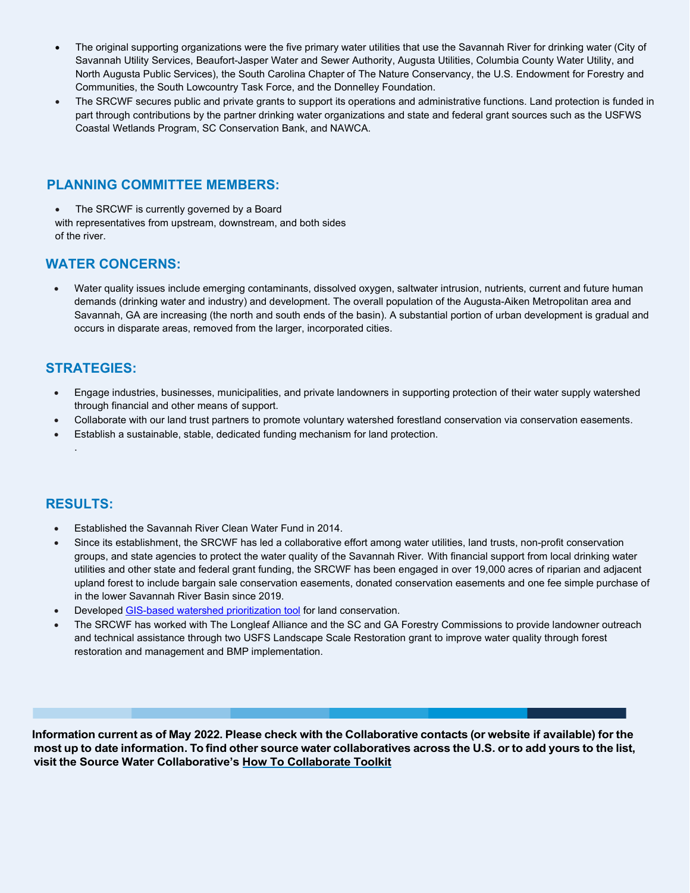- The original supporting organizations were the five primary water utilities that use the Savannah River for drinking water (City of Savannah Utility Services, Beaufort-Jasper Water and Sewer Authority, Augusta Utilities, Columbia County Water Utility, and North Augusta Public Services), the South Carolina Chapter of The Nature Conservancy, the U.S. Endowment for Forestry and Communities, the South Lowcountry Task Force, and the Donnelley Foundation.
- The SRCWF secures public and private grants to support its operations and administrative functions. Land protection is funded in part through contributions by the partner drinking water organizations and state and federal grant sources such as the USFWS Coastal Wetlands Program, SC Conservation Bank, and NAWCA.

## PLANNING COMMITTEE MEMBERS:

- The SRCWF is currently governed by a Board with representatives from upstream, downstream, and both sides of the river.

## WATER CONCERNS:

- Water quality issues include emerging contaminants, dissolved oxygen, saltwater intrusion, nutrients, current and future human demands (drinking water and industry) and development. The overall population of the Augusta-Aiken Metropolitan area and Savannah, GA are increasing (the north and south ends of the basin). A substantial portion of urban development is gradual and occurs in disparate areas, removed from the larger, incorporated cities.

## STRATEGIES:

- Engage industries, businesses, municipalities, and private landowners in supporting protection of their water supply watershed through financial and other means of support.
- Collaborate with our land trust partners to promote voluntary watershed forestland conservation via conservation easements.
- Establish a sustainable, stable, dedicated funding mechanism for land protection.

## RESULTS:

- Established the Savannah River Clean Water Fund in 2014.
- Since its establishment, the SRCWF has led a collaborative effort among water utilities, land trusts, non-profit conservation groups, and state agencies to protect the water quality of the Savannah River. With financial support from local drinking water utilities and other state and federal grant funding, the SRCWF has been engaged in over 19,000 acres of riparian and adjacent upland forest to include bargain sale conservation easements, donated conservation easements and one fee simple purchase of in the lower Savannah River Basin since 2019.
- Developed GIS-based watershed prioritization tool for land conservation.
- The SRCWF has worked with The Longleaf Alliance and the SC and GA Forestry Commissions to provide landowner outreach and technical assistance through two USFS Landscape Scale Restoration grant to improve water quality through forest restoration and management and BMP implementation.

**Information current as of May 2022. Please check with the Collaborative contacts (or website if available) for the most up to date information. To find other source water collaboratives across the U.S. or to add yours to the list, visit the Source Water Collaborative's How To Collaborate Toolkit**